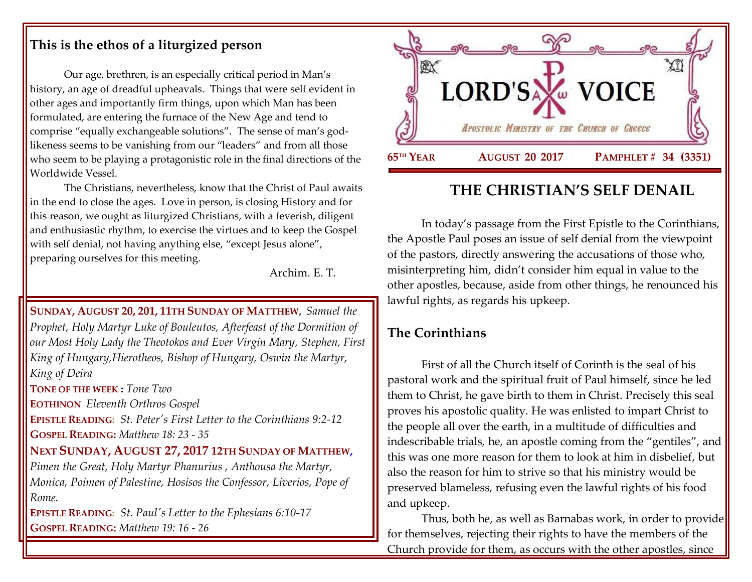## This is the ethos of a liturgized person

Our age, brethren, is an especially critical period in Man's history, an age of dreadful upheavals. Things that were self evident in other ages and importantly firm things, upon which Man has been formulated, are entering the furnace of the New Age and tend to comprise "equally exchangeable solutions". The sense of man's god-likeness seems to be vanishing from our "leaders" and from all those who seem to be playing a protagonistic role in the final directions of the Worldwide Vessel.

The Christians, nevertheless, know that the Christ of Paul awaits in the end to close the ages. Love in person, is closing History and for this reason, we ought as liturgized Christians, with a feverish, diligent and enthusiastic rhythm, to exercise the virtues and to keep the Gospel with self denial, not having anything else, "except Jesus alone", preparing ourselves for this meeting.

Archim. E. T.

**SUNDAY, AUGUST 20, 201, 11TH SUNDAY OF MATTHEW**, *Samuel the Prophet, Holy Martyr Luke of Bouleutos, Afterfeast of the Dormition of our Most Holy Lady the Theotokos and Ever Virgin Mary, Stephen, First King of Hungary,Hierotheos, Bishop of Hungary, Oswin the Martyr, King of Deira*

**TONE OF THE WEEK :** *Tone Two*

**EOTHINON** *Eleventh Orthros Gospel*

**EPISTLE READING:** *St. Peter's First Letter to the Corinthians 9:2-12*

**GOSPEL READING:** *Matthew 18: 23 - 35*

**NEXT SUNDAY, AUGUST 27, 2017 12TH SUNDAY OF MATTHEW,** *Pimen the Great, Holy Martyr Phanurius , Anthousa the Martyr, Monica, Poimen of Palestine, Hosisos the Confessor, Liverios, Pope of Rome.*

**EPISTLE READING:** *St. Paul's Letter to the Ephesians 6:10-17*

**GOSPEL READING:** *Matthew 19: 16 - 26*

# LORD'S VOICE

*APOSTOLIC MINISTRY OF THE CHURCH OF GREECE*

**65TH YEAR** **AUGUST 20 2017** **PAMPHLET # 34 (3351)**

## THE CHRISTIAN'S SELF DENAIL

In today's passage from the First Epistle to the Corinthians, the Apostle Paul poses an issue of self denial from the viewpoint of the pastors, directly answering the accusations of those who, misinterpreting him, didn't consider him equal in value to the other apostles, because, aside from other things, he renounced his lawful rights, as regards his upkeep.

### The Corinthians

First of all the Church itself of Corinth is the seal of his pastoral work and the spiritual fruit of Paul himself, since he led them to Christ, he gave birth to them in Christ. Precisely this seal proves his apostolic quality. He was enlisted to impart Christ to the people all over the earth, in a multitude of difficulties and indescribable trials, he, an apostle coming from the "gentiles", and this was one more reason for them to look at him in disbelief, but also the reason for him to strive so that his ministry would be preserved blameless, refusing even the lawful rights of his food and upkeep.

Thus, both he, as well as Barnabas work, in order to provide for themselves, rejecting their rights to have the members of the Church provide for them, as occurs with the other apostles, since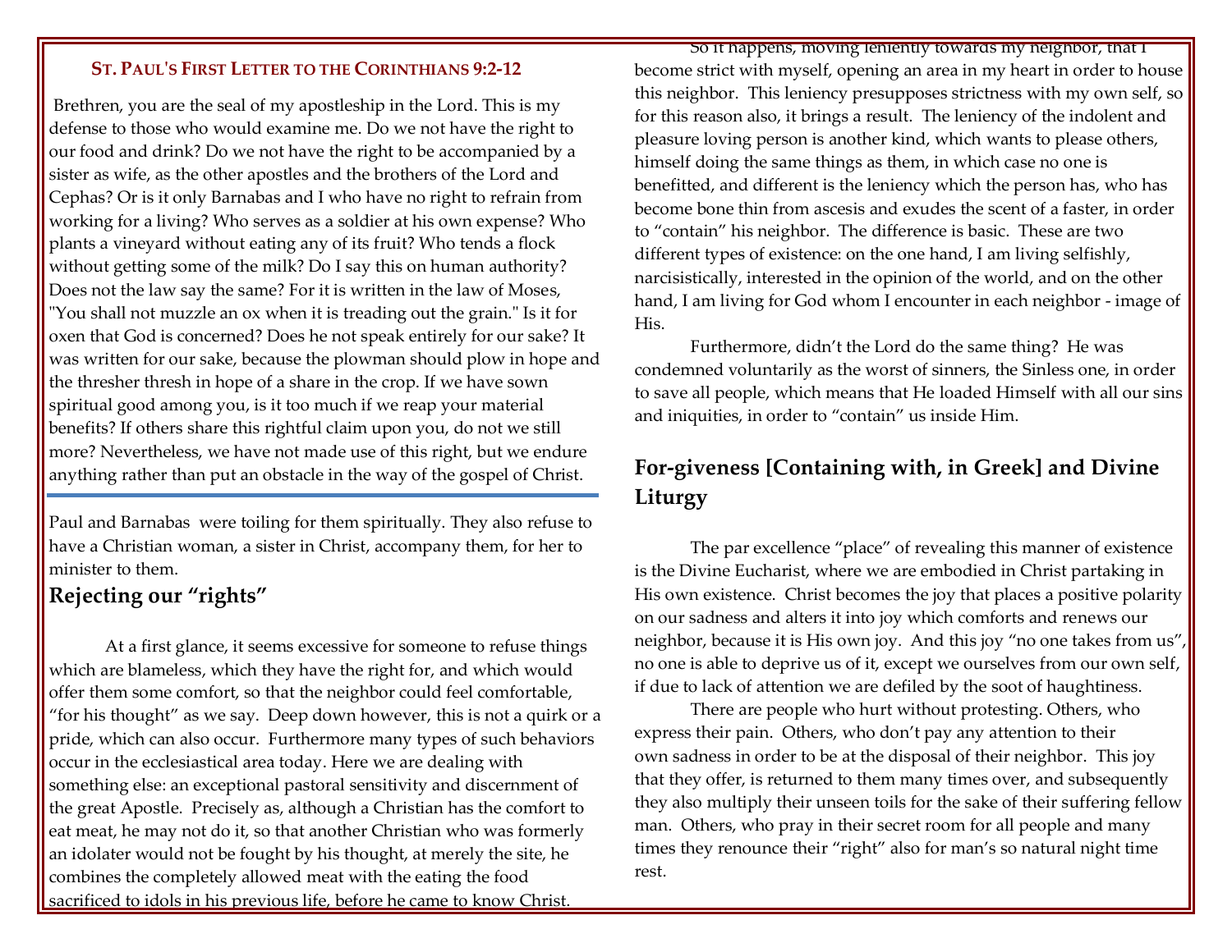**ST. PAUL'S FIRST LETTER TO THE CORINTHIANS 9:2-12**

Brethren, you are the seal of my apostleship in the Lord. This is my defense to those who would examine me. Do we not have the right to our food and drink? Do we not have the right to be accompanied by a sister as wife, as the other apostles and the brothers of the Lord and Cephas? Or is it only Barnabas and I who have no right to refrain from working for a living? Who serves as a soldier at his own expense? Who plants a vineyard without eating any of its fruit? Who tends a flock without getting some of the milk? Do I say this on human authority? Does not the law say the same? For it is written in the law of Moses, "You shall not muzzle an ox when it is treading out the grain." Is it for oxen that God is concerned? Does he not speak entirely for our sake? It was written for our sake, because the plowman should plow in hope and the thresher thresh in hope of a share in the crop. If we have sown spiritual good among you, is it too much if we reap your material benefits? If others share this rightful claim upon you, do not we still more? Nevertheless, we have not made use of this right, but we endure anything rather than put an obstacle in the way of the gospel of Christ.

---

Paul and Barnabas were toiling for them spiritually. They also refuse to have a Christian woman, a sister in Christ, accompany them, for her to minister to them.

## Rejecting our "rights"

At a first glance, it seems excessive for someone to refuse things which are blameless, which they have the right for, and which would offer them some comfort, so that the neighbor could feel comfortable, "for his thought" as we say. Deep down however, this is not a quirk or a pride, which can also occur. Furthermore many types of such behaviors occur in the ecclesiastical area today. Here we are dealing with something else: an exceptional pastoral sensitivity and discernment of the great Apostle. Precisely as, although a Christian has the comfort to eat meat, he may not do it, so that another Christian who was formerly an idolater would not be fought by his thought, at merely the site, he combines the completely allowed meat with the eating the food sacrificed to idols in his previous life, before he came to know Christ.

So it happens, moving leniently towards my neighbor, that I become strict with myself, opening an area in my heart in order to house this neighbor. This leniency presupposes strictness with my own self, so for this reason also, it brings a result. The leniency of the indolent and pleasure loving person is another kind, which wants to please others, himself doing the same things as them, in which case no one is benefitted, and different is the leniency which the person has, who has become bone thin from ascesis and exudes the scent of a faster, in order to "contain" his neighbor. The difference is basic. These are two different types of existence: on the one hand, I am living selfishly, narcisistically, interested in the opinion of the world, and on the other hand, I am living for God whom I encounter in each neighbor - image of His.

Furthermore, didn't the Lord do the same thing? He was condemned voluntarily as the worst of sinners, the Sinless one, in order to save all people, which means that He loaded Himself with all our sins and iniquities, in order to "contain" us inside Him.

## For-giveness [Containing with, in Greek] and Divine Liturgy

The par excellence "place" of revealing this manner of existence is the Divine Eucharist, where we are embodied in Christ partaking in His own existence. Christ becomes the joy that places a positive polarity on our sadness and alters it into joy which comforts and renews our neighbor, because it is His own joy. And this joy "no one takes from us", no one is able to deprive us of it, except we ourselves from our own self, if due to lack of attention we are defiled by the soot of haughtiness.

There are people who hurt without protesting. Others, who express their pain. Others, who don't pay any attention to their own sadness in order to be at the disposal of their neighbor. This joy that they offer, is returned to them many times over, and subsequently they also multiply their unseen toils for the sake of their suffering fellow man. Others, who pray in their secret room for all people and many times they renounce their "right" also for man's so natural night time rest.